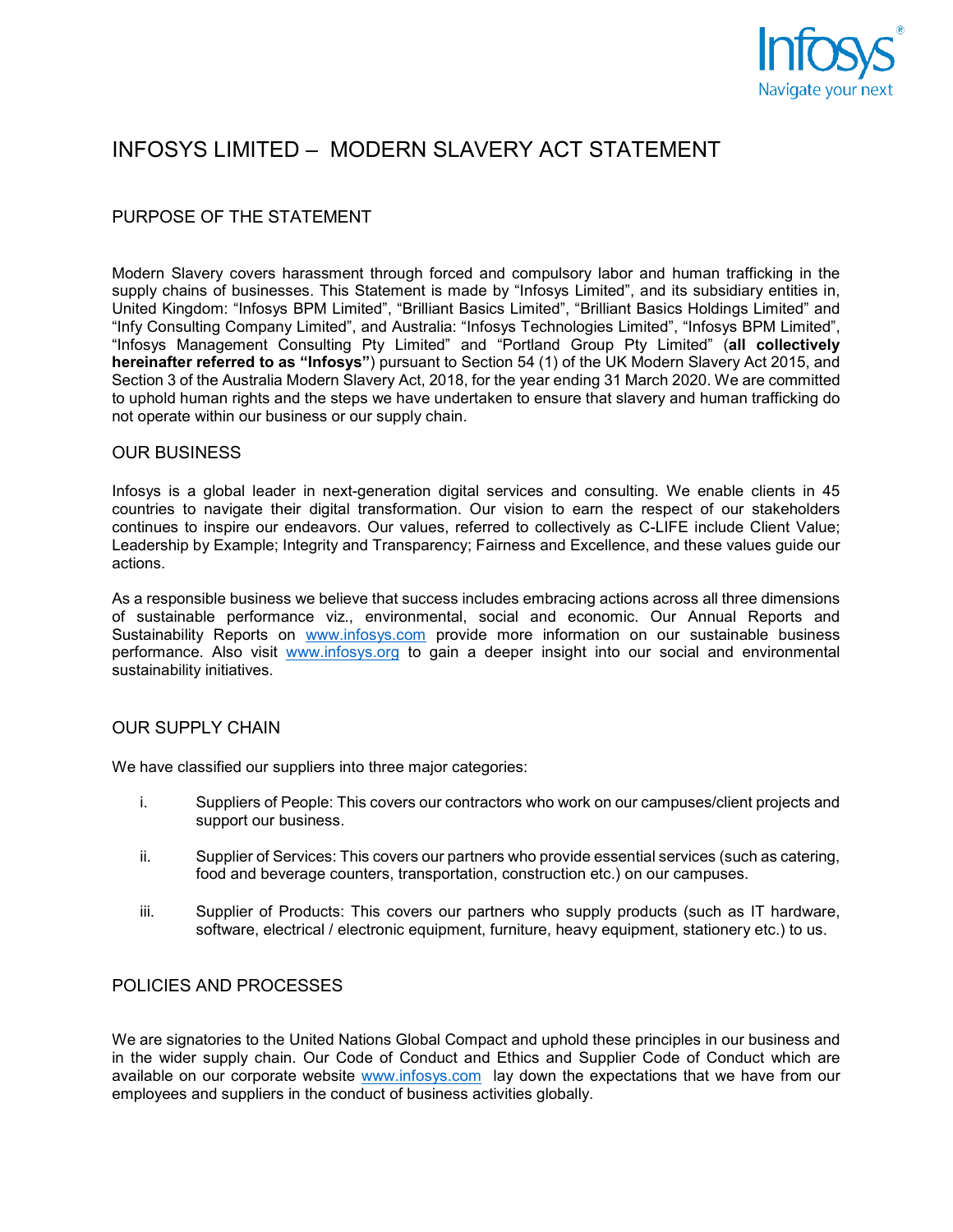# INFOSYS LIMITED – MODERN SLAVERY ACT STATEMENT

## PURPOSE OF THE STATEMENT

Modern Slavery covers harassment through forced and compulsory labor and human trafficking in the supply chains of businesses. This Statement is made by "Infosys Limited", and its subsidiary entities in, United Kingdom: "Infosys BPM Limited", "Brilliant Basics Limited", "Brilliant Basics Holdings Limited" and "Infy Consulting Company Limited", and Australia: "Infosys Technologies Limited", "Infosys BPM Limited", "Infosys Management Consulting Pty Limited" and "Portland Group Pty Limited" (**all collectively hereinafter referred to as "Infosys"**) pursuant to Section 54 (1) of the UK Modern Slavery Act 2015, and Section 3 of the Australia Modern Slavery Act, 2018, for the year ending 31 March 2020. We are committed to uphold human rights and the steps we have undertaken to ensure that slavery and human trafficking do not operate within our business or our supply chain.

## OUR BUSINESS

Infosys is a global leader in next-generation digital services and consulting. We enable clients in 45 countries to navigate their digital transformation. Our vision to earn the respect of our stakeholders continues to inspire our endeavors. Our values, referred to collectively as C-LIFE include Client Value; Leadership by Example; Integrity and Transparency; Fairness and Excellence, and these values guide our actions.

As a responsible business we believe that success includes embracing actions across all three dimensions of sustainable performance viz., environmental, social and economic. Our Annual Reports and Sustainability Reports on www.infosys.com provide more information on our sustainable business performance. Also visit www.infosys.org to gain a deeper insight into our social and environmental sustainability initiatives.

## OUR SUPPLY CHAIN

We have classified our suppliers into three major categories:

i. Suppliers of People: This covers our contractors who work on our campuses/client projects and support our business.

ii. Supplier of Services: This covers our partners who provide essential services (such as catering, food and beverage counters, transportation, construction etc.) on our campuses.

iii. Supplier of Products: This covers our partners who supply products (such as IT hardware, software, electrical / electronic equipment, furniture, heavy equipment, stationery etc.) to us.

## POLICIES AND PROCESSES

We are signatories to the United Nations Global Compact and uphold these principles in our business and in the wider supply chain. Our Code of Conduct and Ethics and Supplier Code of Conduct which are available on our corporate website www.infosys.com lay down the expectations that we have from our employees and suppliers in the conduct of business activities globally.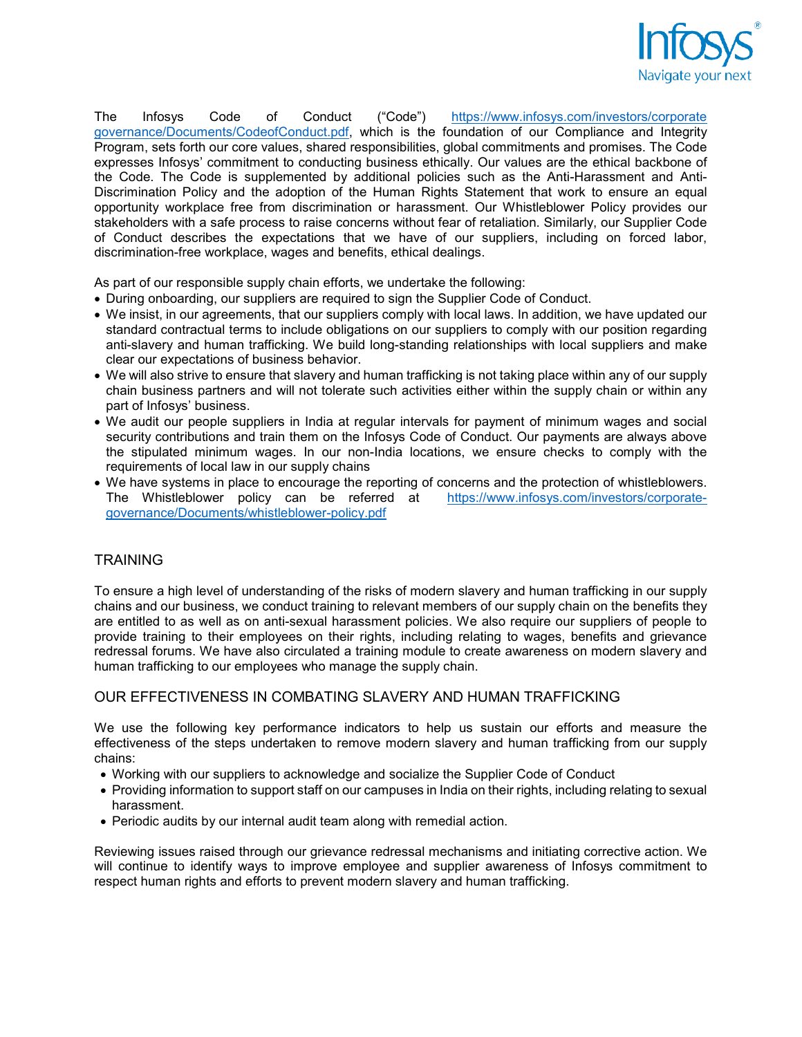The Infosys Code of Conduct ("Code") https://www.infosys.com/investors/corporate governance/Documents/CodeofConduct.pdf, which is the foundation of our Compliance and Integrity Program, sets forth our core values, shared responsibilities, global commitments and promises. The Code expresses Infosys' commitment to conducting business ethically. Our values are the ethical backbone of the Code. The Code is supplemented by additional policies such as the Anti-Harassment and Anti-Discrimination Policy and the adoption of the Human Rights Statement that work to ensure an equal opportunity workplace free from discrimination or harassment. Our Whistleblower Policy provides our stakeholders with a safe process to raise concerns without fear of retaliation. Similarly, our Supplier Code of Conduct describes the expectations that we have of our suppliers, including on forced labor, discrimination-free workplace, wages and benefits, ethical dealings.

As part of our responsible supply chain efforts, we undertake the following:

- During onboarding, our suppliers are required to sign the Supplier Code of Conduct.
- We insist, in our agreements, that our suppliers comply with local laws. In addition, we have updated our standard contractual terms to include obligations on our suppliers to comply with our position regarding anti-slavery and human trafficking. We build long-standing relationships with local suppliers and make clear our expectations of business behavior.
- We will also strive to ensure that slavery and human trafficking is not taking place within any of our supply chain business partners and will not tolerate such activities either within the supply chain or within any part of Infosys' business.
- We audit our people suppliers in India at regular intervals for payment of minimum wages and social security contributions and train them on the Infosys Code of Conduct. Our payments are always above the stipulated minimum wages. In our non-India locations, we ensure checks to comply with the requirements of local law in our supply chains
- We have systems in place to encourage the reporting of concerns and the protection of whistleblowers. The Whistleblower policy can be referred at https://www.infosys.com/investors/corporate-governance/Documents/whistleblower-policy.pdf

## TRAINING

To ensure a high level of understanding of the risks of modern slavery and human trafficking in our supply chains and our business, we conduct training to relevant members of our supply chain on the benefits they are entitled to as well as on anti-sexual harassment policies. We also require our suppliers of people to provide training to their employees on their rights, including relating to wages, benefits and grievance redressal forums. We have also circulated a training module to create awareness on modern slavery and human trafficking to our employees who manage the supply chain.

## OUR EFFECTIVENESS IN COMBATING SLAVERY AND HUMAN TRAFFICKING

We use the following key performance indicators to help us sustain our efforts and measure the effectiveness of the steps undertaken to remove modern slavery and human trafficking from our supply chains:

- Working with our suppliers to acknowledge and socialize the Supplier Code of Conduct
- Providing information to support staff on our campuses in India on their rights, including relating to sexual harassment.
- Periodic audits by our internal audit team along with remedial action.

Reviewing issues raised through our grievance redressal mechanisms and initiating corrective action. We will continue to identify ways to improve employee and supplier awareness of Infosys commitment to respect human rights and efforts to prevent modern slavery and human trafficking.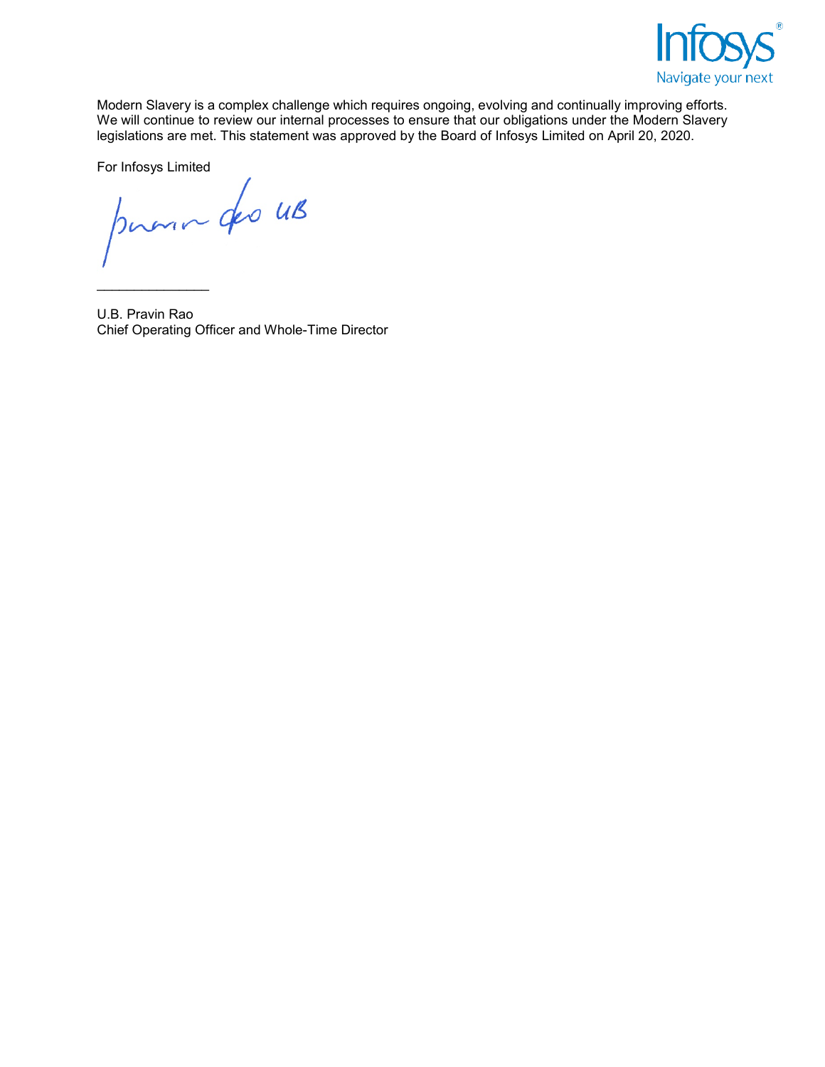Modern Slavery is a complex challenge which requires ongoing, evolving and continually improving efforts. We will continue to review our internal processes to ensure that our obligations under the Modern Slavery legislations are met. This statement was approved by the Board of Infosys Limited on April 20, 2020.

For Infosys Limited

_______________

U.B. Pravin Rao
Chief Operating Officer and Whole-Time Director